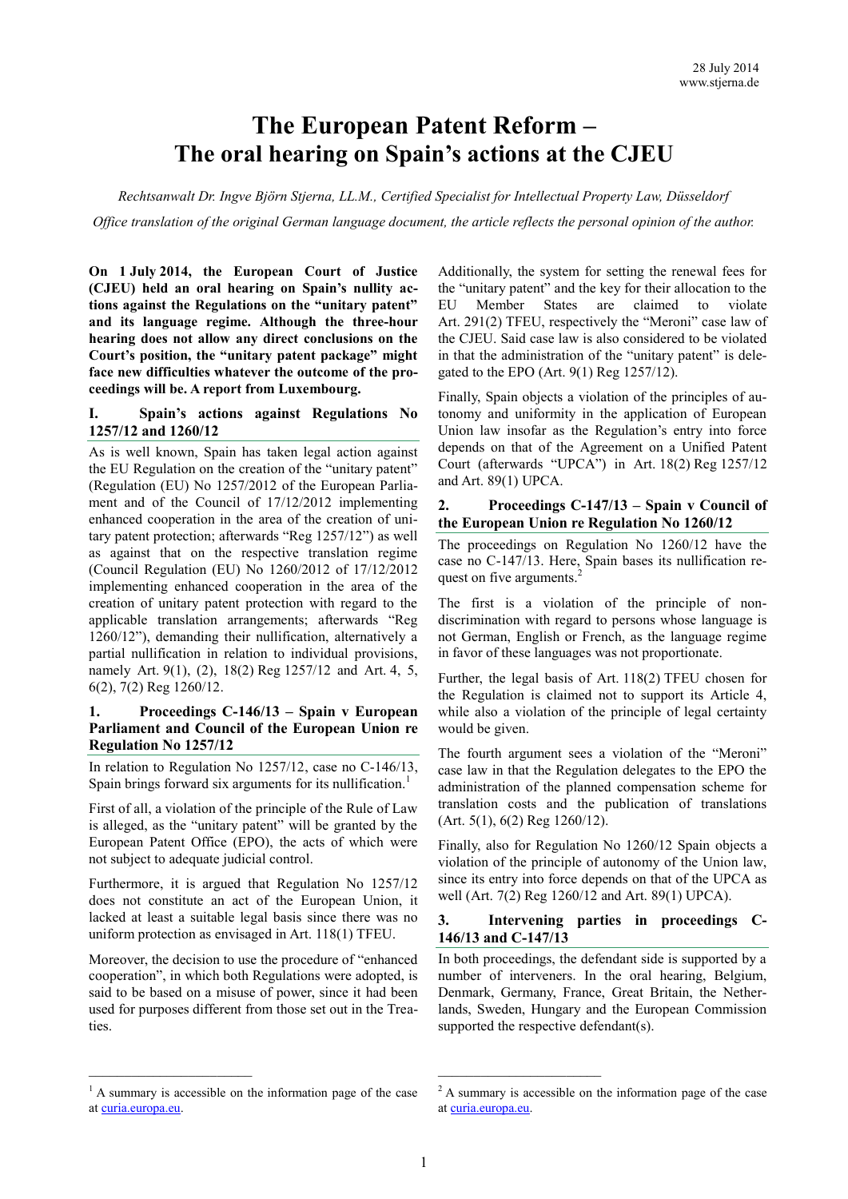28 July 2014
www.stjerna.de

# The European Patent Reform – The oral hearing on Spain's actions at the CJEU

*Rechtsanwalt Dr. Ingve Björn Stjerna, LL.M., Certified Specialist for Intellectual Property Law, Düsseldorf*

*Office translation of the original German language document, the article reflects the personal opinion of the author.*

**On 1 July 2014, the European Court of Justice (CJEU) held an oral hearing on Spain's nullity actions against the Regulations on the "unitary patent" and its language regime. Although the three-hour hearing does not allow any direct conclusions on the Court's position, the "unitary patent package" might face new difficulties whatever the outcome of the proceedings will be. A report from Luxembourg.**

## I. Spain's actions against Regulations No 1257/12 and 1260/12

As is well known, Spain has taken legal action against the EU Regulation on the creation of the "unitary patent" (Regulation (EU) No 1257/2012 of the European Parliament and of the Council of 17/12/2012 implementing enhanced cooperation in the area of the creation of unitary patent protection; afterwards "Reg 1257/12") as well as against that on the respective translation regime (Council Regulation (EU) No 1260/2012 of 17/12/2012 implementing enhanced cooperation in the area of the creation of unitary patent protection with regard to the applicable translation arrangements; afterwards "Reg 1260/12"), demanding their nullification, alternatively a partial nullification in relation to individual provisions, namely Art. 9(1), (2), 18(2) Reg 1257/12 and Art. 4, 5, 6(2), 7(2) Reg 1260/12.

### 1. Proceedings C-146/13 – Spain v European Parliament and Council of the European Union re Regulation No 1257/12

In relation to Regulation No 1257/12, case no C-146/13, Spain brings forward six arguments for its nullification.[1]

First of all, a violation of the principle of the Rule of Law is alleged, as the "unitary patent" will be granted by the European Patent Office (EPO), the acts of which were not subject to adequate judicial control.

Furthermore, it is argued that Regulation No 1257/12 does not constitute an act of the European Union, it lacked at least a suitable legal basis since there was no uniform protection as envisaged in Art. 118(1) TFEU.

Moreover, the decision to use the procedure of "enhanced cooperation", in which both Regulations were adopted, is said to be based on a misuse of power, since it had been used for purposes different from those set out in the Treaties.

Additionally, the system for setting the renewal fees for the "unitary patent" and the key for their allocation to the EU Member States are claimed to violate Art. 291(2) TFEU, respectively the "Meroni" case law of the CJEU. Said case law is also considered to be violated in that the administration of the "unitary patent" is delegated to the EPO (Art. 9(1) Reg 1257/12).

Finally, Spain objects a violation of the principles of autonomy and uniformity in the application of European Union law insofar as the Regulation's entry into force depends on that of the Agreement on a Unified Patent Court (afterwards "UPCA") in Art. 18(2) Reg 1257/12 and Art. 89(1) UPCA.

### 2. Proceedings C-147/13 – Spain v Council of the European Union re Regulation No 1260/12

The proceedings on Regulation No 1260/12 have the case no C-147/13. Here, Spain bases its nullification request on five arguments.[2]

The first is a violation of the principle of non-discrimination with regard to persons whose language is not German, English or French, as the language regime in favor of these languages was not proportionate.

Further, the legal basis of Art. 118(2) TFEU chosen for the Regulation is claimed not to support its Article 4, while also a violation of the principle of legal certainty would be given.

The fourth argument sees a violation of the "Meroni" case law in that the Regulation delegates to the EPO the administration of the planned compensation scheme for translation costs and the publication of translations (Art. 5(1), 6(2) Reg 1260/12).

Finally, also for Regulation No 1260/12 Spain objects a violation of the principle of autonomy of the Union law, since its entry into force depends on that of the UPCA as well (Art. 7(2) Reg 1260/12 and Art. 89(1) UPCA).

### 3. Intervening parties in proceedings C-146/13 and C-147/13

In both proceedings, the defendant side is supported by a number of interveners. In the oral hearing, Belgium, Denmark, Germany, France, Great Britain, the Netherlands, Sweden, Hungary and the European Commission supported the respective defendant(s).

[1] A summary is accessible on the information page of the case at curia.europa.eu.

[2] A summary is accessible on the information page of the case at curia.europa.eu.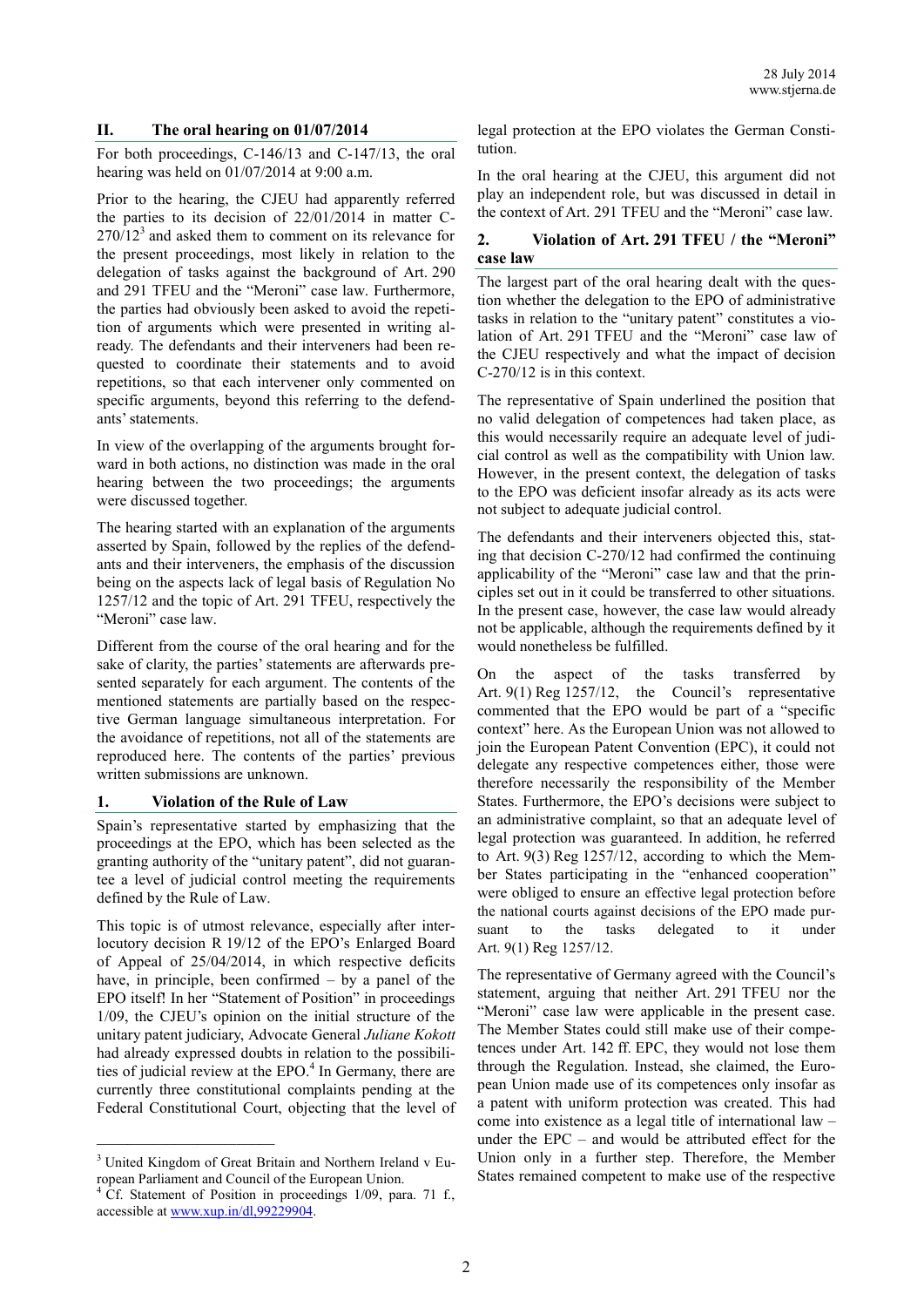## II. The oral hearing on 01/07/2014

For both proceedings, C-146/13 and C-147/13, the oral hearing was held on 01/07/2014 at 9:00 a.m.

Prior to the hearing, the CJEU had apparently referred the parties to its decision of 22/01/2014 in matter C-270/12[3] and asked them to comment on its relevance for the present proceedings, most likely in relation to the delegation of tasks against the background of Art. 290 and 291 TFEU and the "Meroni" case law. Furthermore, the parties had obviously been asked to avoid the repetition of arguments which were presented in writing already. The defendants and their interveners had been requested to coordinate their statements and to avoid repetitions, so that each intervener only commented on specific arguments, beyond this referring to the defendants' statements.

In view of the overlapping of the arguments brought forward in both actions, no distinction was made in the oral hearing between the two proceedings; the arguments were discussed together.

The hearing started with an explanation of the arguments asserted by Spain, followed by the replies of the defendants and their interveners, the emphasis of the discussion being on the aspects lack of legal basis of Regulation No 1257/12 and the topic of Art. 291 TFEU, respectively the "Meroni" case law.

Different from the course of the oral hearing and for the sake of clarity, the parties' statements are afterwards presented separately for each argument. The contents of the mentioned statements are partially based on the respective German language simultaneous interpretation. For the avoidance of repetitions, not all of the statements are reproduced here. The contents of the parties' previous written submissions are unknown.

### 1. Violation of the Rule of Law

Spain's representative started by emphasizing that the proceedings at the EPO, which has been selected as the granting authority of the "unitary patent", did not guarantee a level of judicial control meeting the requirements defined by the Rule of Law.

This topic is of utmost relevance, especially after interlocutory decision R 19/12 of the EPO's Enlarged Board of Appeal of 25/04/2014, in which respective deficits have, in principle, been confirmed – by a panel of the EPO itself! In her "Statement of Position" in proceedings 1/09, the CJEU's opinion on the initial structure of the unitary patent judiciary, Advocate General *Juliane Kokott* had already expressed doubts in relation to the possibilities of judicial review at the EPO.[4] In Germany, there are currently three constitutional complaints pending at the Federal Constitutional Court, objecting that the level of legal protection at the EPO violates the German Constitution.

In the oral hearing at the CJEU, this argument did not play an independent role, but was discussed in detail in the context of Art. 291 TFEU and the "Meroni" case law.

### 2. Violation of Art. 291 TFEU / the "Meroni" case law

The largest part of the oral hearing dealt with the question whether the delegation to the EPO of administrative tasks in relation to the "unitary patent" constitutes a violation of Art. 291 TFEU and the "Meroni" case law of the CJEU respectively and what the impact of decision C-270/12 is in this context.

The representative of Spain underlined the position that no valid delegation of competences had taken place, as this would necessarily require an adequate level of judicial control as well as the compatibility with Union law. However, in the present context, the delegation of tasks to the EPO was deficient already as its acts were not subject to adequate judicial control.

The defendants and their interveners objected this, stating that decision C-270/12 had confirmed the continuing applicability of the "Meroni" case law and that the principles set out in it could be transferred to other situations. In the present case, however, the case law would already not be applicable, although the requirements defined by it would nonetheless be fulfilled.

On the aspect of the tasks transferred by Art. 9(1) Reg 1257/12, the Council's representative commented that the EPO would be part of a "specific context" here. As the European Union was not allowed to join the European Patent Convention (EPC), it could not delegate any respective competences either, those were therefore necessarily the responsibility of the Member States. Furthermore, the EPO's decisions were subject to an administrative complaint, so that an adequate level of legal protection was guaranteed. In addition, he referred to Art. 9(3) Reg 1257/12, according to which the Member States participating in the "enhanced cooperation" were obliged to ensure an effective legal protection before the national courts against decisions of the EPO made pursuant to the tasks delegated to it under Art. 9(1) Reg 1257/12.

The representative of Germany agreed with the Council's statement, arguing that neither Art. 291 TFEU nor the "Meroni" case law were applicable in the present case. The Member States could still make use of their competences under Art. 142 ff. EPC, they would not lose them through the Regulation. Instead, she claimed, the European Union made use of its competences only insofar as a patent with uniform protection was created. This had come into existence as a legal title of international law – under the EPC – and would be attributed effect for the Union only in a further step. Therefore, the Member States remained competent to make use of the respective

---

[3] United Kingdom of Great Britain and Northern Ireland v European Parliament and Council of the European Union.

[4] Cf. Statement of Position in proceedings 1/09, para. 71 f., accessible at www.xup.in/dl,99229904.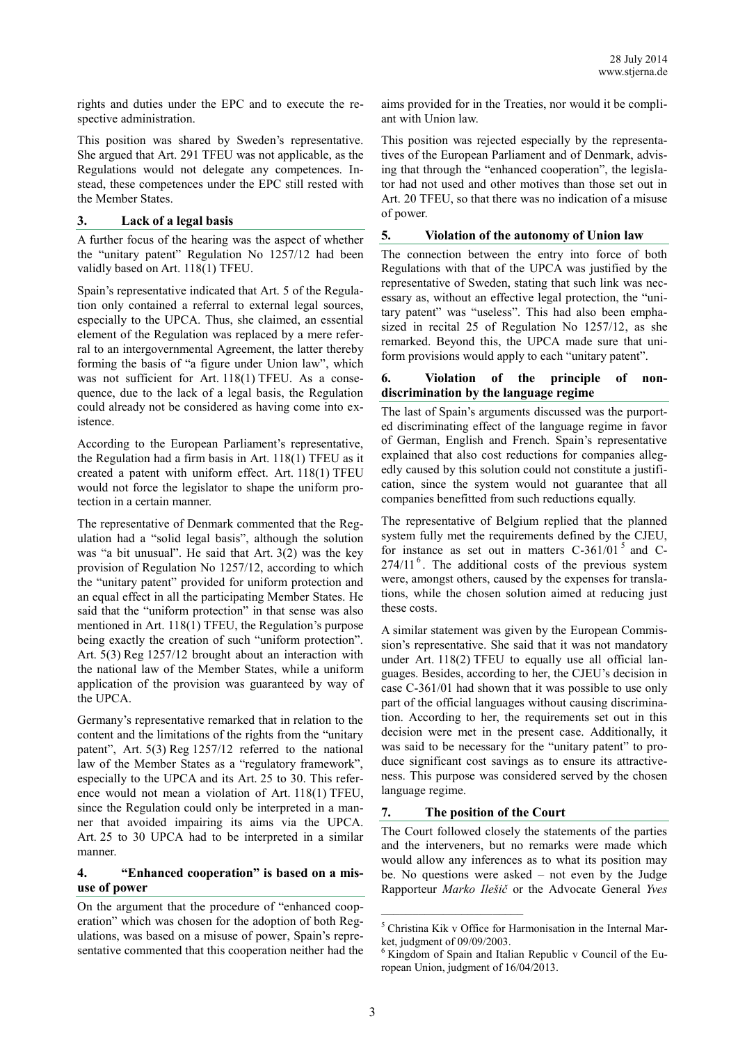rights and duties under the EPC and to execute the respective administration.

This position was shared by Sweden's representative. She argued that Art. 291 TFEU was not applicable, as the Regulations would not delegate any competences. Instead, these competences under the EPC still rested with the Member States.

### 3. Lack of a legal basis

A further focus of the hearing was the aspect of whether the "unitary patent" Regulation No 1257/12 had been validly based on Art. 118(1) TFEU.

Spain's representative indicated that Art. 5 of the Regulation only contained a referral to external legal sources, especially to the UPCA. Thus, she claimed, an essential element of the Regulation was replaced by a mere referral to an intergovernmental Agreement, the latter thereby forming the basis of "a figure under Union law", which was not sufficient for Art. 118(1) TFEU. As a consequence, due to the lack of a legal basis, the Regulation could already not be considered as having come into existence.

According to the European Parliament's representative, the Regulation had a firm basis in Art. 118(1) TFEU as it created a patent with uniform effect. Art. 118(1) TFEU would not force the legislator to shape the uniform protection in a certain manner.

The representative of Denmark commented that the Regulation had a "solid legal basis", although the solution was "a bit unusual". He said that Art. 3(2) was the key provision of Regulation No 1257/12, according to which the "unitary patent" provided for uniform protection and an equal effect in all the participating Member States. He said that the "uniform protection" in that sense was also mentioned in Art. 118(1) TFEU, the Regulation's purpose being exactly the creation of such "uniform protection". Art. 5(3) Reg 1257/12 brought about an interaction with the national law of the Member States, while a uniform application of the provision was guaranteed by way of the UPCA.

Germany's representative remarked that in relation to the content and the limitations of the rights from the "unitary patent", Art. 5(3) Reg 1257/12 referred to the national law of the Member States as a "regulatory framework", especially to the UPCA and its Art. 25 to 30. This reference would not mean a violation of Art. 118(1) TFEU, since the Regulation could only be interpreted in a manner that avoided impairing its aims via the UPCA. Art. 25 to 30 UPCA had to be interpreted in a similar manner.

### 4. "Enhanced cooperation" is based on a misuse of power

On the argument that the procedure of "enhanced cooperation" which was chosen for the adoption of both Regulations, was based on a misuse of power, Spain's representative commented that this cooperation neither had the aims provided for in the Treaties, nor would it be compliant with Union law.

This position was rejected especially by the representatives of the European Parliament and of Denmark, advising that through the "enhanced cooperation", the legislator had not used and other motives than those set out in Art. 20 TFEU, so that there was no indication of a misuse of power.

### 5. Violation of the autonomy of Union law

The connection between the entry into force of both Regulations with that of the UPCA was justified by the representative of Sweden, stating that such link was necessary as, without an effective legal protection, the "unitary patent" was "useless". This had also been emphasized in recital 25 of Regulation No 1257/12, as she remarked. Beyond this, the UPCA made sure that uniform provisions would apply to each "unitary patent".

### 6. Violation of the principle of non-discrimination by the language regime

The last of Spain's arguments discussed was the purported discriminating effect of the language regime in favor of German, English and French. Spain's representative explained that also cost reductions for companies allegedly caused by this solution could not constitute a justification, since the system would not guarantee that all companies benefitted from such reductions equally.

The representative of Belgium replied that the planned system fully met the requirements defined by the CJEU, for instance as set out in matters C-361/01[5] and C-274/11[6]. The additional costs of the previous system were, amongst others, caused by the expenses for translations, while the chosen solution aimed at reducing just these costs.

A similar statement was given by the European Commission's representative. She said that it was not mandatory under Art. 118(2) TFEU to equally use all official languages. Besides, according to her, the CJEU's decision in case C-361/01 had shown that it was possible to use only part of the official languages without causing discrimination. According to her, the requirements set out in this decision were met in the present case. Additionally, it was said to be necessary for the "unitary patent" to produce significant cost savings as to ensure its attractiveness. This purpose was considered served by the chosen language regime.

### 7. The position of the Court

The Court followed closely the statements of the parties and the interveners, but no remarks were made which would allow any inferences as to what its position may be. No questions were asked – not even by the Judge Rapporteur *Marko Ilešič* or the Advocate General *Yves*

[5] Christina Kik v Office for Harmonisation in the Internal Market, judgment of 09/09/2003.

[6] Kingdom of Spain and Italian Republic v Council of the European Union, judgment of 16/04/2013.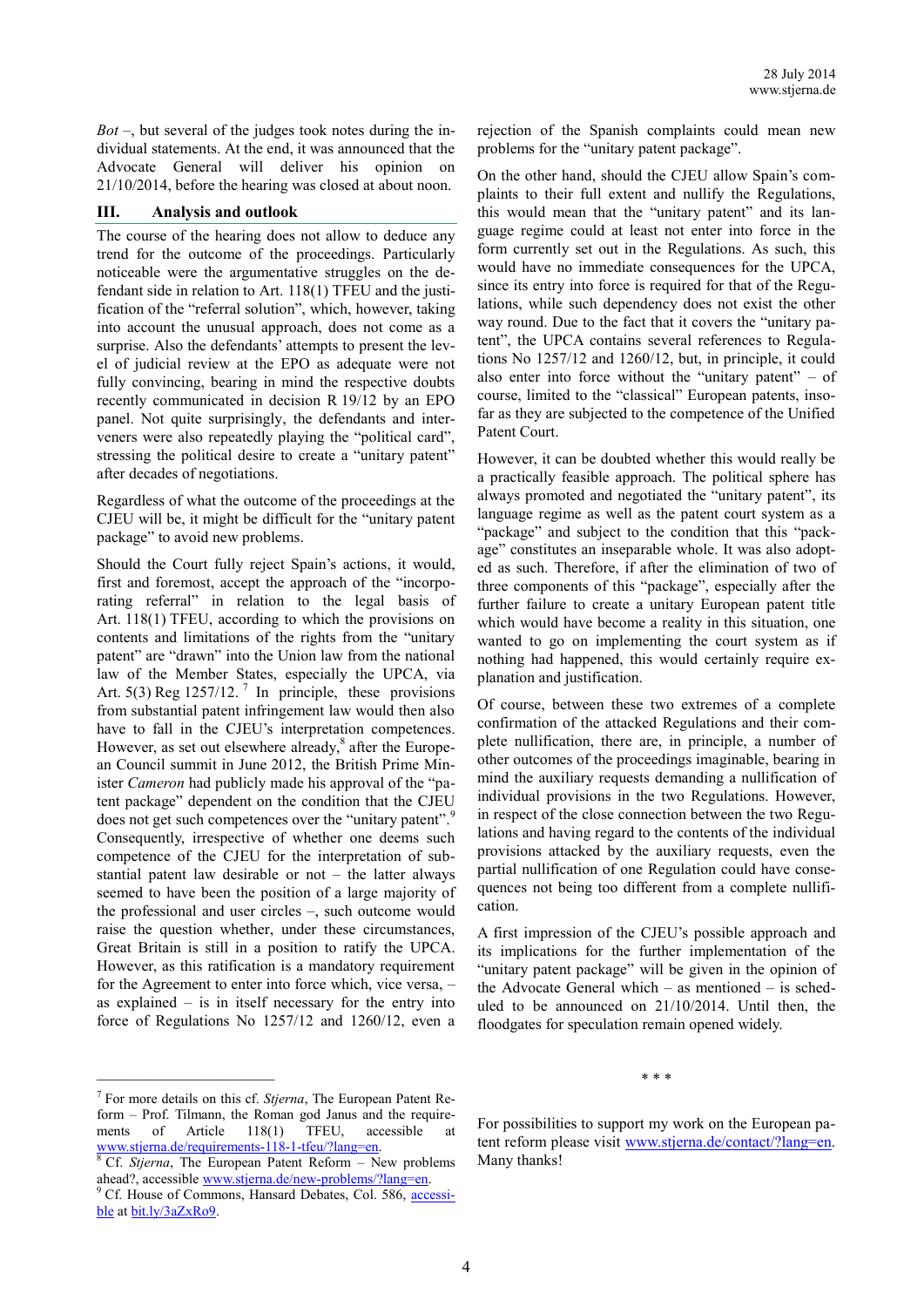*Bot* –, but several of the judges took notes during the individual statements. At the end, it was announced that the Advocate General will deliver his opinion on 21/10/2014, before the hearing was closed at about noon.

## III. Analysis and outlook

The course of the hearing does not allow to deduce any trend for the outcome of the proceedings. Particularly noticeable were the argumentative struggles on the defendant side in relation to Art. 118(1) TFEU and the justification of the "referral solution", which, however, taking into account the unusual approach, does not come as a surprise. Also the defendants' attempts to present the level of judicial review at the EPO as adequate were not fully convincing, bearing in mind the respective doubts recently communicated in decision R 19/12 by an EPO panel. Not quite surprisingly, the defendants and interveners were also repeatedly playing the "political card", stressing the political desire to create a "unitary patent" after decades of negotiations.

Regardless of what the outcome of the proceedings at the CJEU will be, it might be difficult for the "unitary patent package" to avoid new problems.

Should the Court fully reject Spain's actions, it would, first and foremost, accept the approach of the "incorporating referral" in relation to the legal basis of Art. 118(1) TFEU, according to which the provisions on contents and limitations of the rights from the "unitary patent" are "drawn" into the Union law from the national law of the Member States, especially the UPCA, via Art. 5(3) Reg 1257/12.[7] In principle, these provisions from substantial patent infringement law would then also have to fall in the CJEU's interpretation competences. However, as set out elsewhere already,[8] after the European Council summit in June 2012, the British Prime Minister *Cameron* had publicly made his approval of the "patent package" dependent on the condition that the CJEU does not get such competences over the "unitary patent".[9] Consequently, irrespective of whether one deems such competence of the CJEU for the interpretation of substantial patent law desirable or not – the latter always seemed to have been the position of a large majority of the professional and user circles –, such outcome would raise the question whether, under these circumstances, Great Britain is still in a position to ratify the UPCA. However, as this ratification is a mandatory requirement for the Agreement to enter into force which, vice versa, – as explained – is in itself necessary for the entry into force of Regulations No 1257/12 and 1260/12, even a rejection of the Spanish complaints could mean new problems for the "unitary patent package".

On the other hand, should the CJEU allow Spain's complaints to their full extent and nullify the Regulations, this would mean that the "unitary patent" and its language regime could at least not enter into force in the form currently set out in the Regulations. As such, this would have no immediate consequences for the UPCA, since its entry into force is required for that of the Regulations, while such dependency does not exist the other way round. Due to the fact that it covers the "unitary patent", the UPCA contains several references to Regulations No 1257/12 and 1260/12, but, in principle, it could also enter into force without the "unitary patent" – of course, limited to the "classical" European patents, insofar as they are subjected to the competence of the Unified Patent Court.

However, it can be doubted whether this would really be a practically feasible approach. The political sphere has always promoted and negotiated the "unitary patent", its language regime as well as the patent court system as a "package" and subject to the condition that this "package" constitutes an inseparable whole. It was also adopted as such. Therefore, if after the elimination of two of three components of this "package", especially after the further failure to create a unitary European patent title which would have become a reality in this situation, one wanted to go on implementing the court system as if nothing had happened, this would certainly require explanation and justification.

Of course, between these two extremes of a complete confirmation of the attacked Regulations and their complete nullification, there are, in principle, a number of other outcomes of the proceedings imaginable, bearing in mind the auxiliary requests demanding a nullification of individual provisions in the two Regulations. However, in respect of the close connection between the two Regulations and having regard to the contents of the individual provisions attacked by the auxiliary requests, even the partial nullification of one Regulation could have consequences not being too different from a complete nullification.

A first impression of the CJEU's possible approach and its implications for the further implementation of the "unitary patent package" will be given in the opinion of the Advocate General which – as mentioned – is scheduled to be announced on 21/10/2014. Until then, the floodgates for speculation remain opened widely.

\* \* \*

For possibilities to support my work on the European patent reform please visit www.stjerna.de/contact/?lang=en. Many thanks!

---

[7] For more details on this cf. *Stjerna*, The European Patent Reform – Prof. Tilmann, the Roman god Janus and the requirements of Article 118(1) TFEU, accessible at www.stjerna.de/requirements-118-1-tfeu/?lang=en.

[8] Cf. *Stjerna*, The European Patent Reform – New problems ahead?, accessible www.stjerna.de/new-problems/?lang=en.

[9] Cf. House of Commons, Hansard Debates, Col. 586, accessible at bit.ly/3aZxRo9.